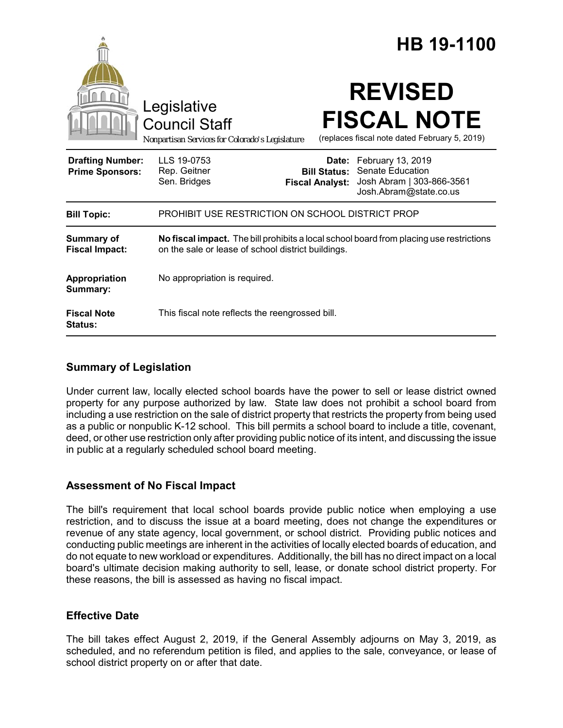# HB 19-1100

Legislative Council Staff
*Nonpartisan Services for Colorado's Legislature*

# REVISED FISCAL NOTE

(replaces fiscal note dated February 5, 2019)

| | | | |
|---|---|---|---|
| **Drafting Number:** | LLS 19-0753 | **Date:** | February 13, 2019 |
| **Prime Sponsors:** | Rep. Geitner<br>Sen. Bridges | **Bill Status:** | Senate Education |
| | | **Fiscal Analyst:** | Josh Abram \| 303-866-3561<br>Josh.Abram@state.co.us |

| | |
|---|---|
| **Bill Topic:** | PROHIBIT USE RESTRICTION ON SCHOOL DISTRICT PROP |
| **Summary of Fiscal Impact:** | **No fiscal impact.** The bill prohibits a local school board from placing use restrictions on the sale or lease of school district buildings. |
| **Appropriation Summary:** | No appropriation is required. |
| **Fiscal Note Status:** | This fiscal note reflects the reengrossed bill. |

## Summary of Legislation

Under current law, locally elected school boards have the power to sell or lease district owned property for any purpose authorized by law. State law does not prohibit a school board from including a use restriction on the sale of district property that restricts the property from being used as a public or nonpublic K-12 school. This bill permits a school board to include a title, covenant, deed, or other use restriction only after providing public notice of its intent, and discussing the issue in public at a regularly scheduled school board meeting.

## Assessment of No Fiscal Impact

The bill's requirement that local school boards provide public notice when employing a use restriction, and to discuss the issue at a board meeting, does not change the expenditures or revenue of any state agency, local government, or school district. Providing public notices and conducting public meetings are inherent in the activities of locally elected boards of education, and do not equate to new workload or expenditures. Additionally, the bill has no direct impact on a local board's ultimate decision making authority to sell, lease, or donate school district property. For these reasons, the bill is assessed as having no fiscal impact.

## Effective Date

The bill takes effect August 2, 2019, if the General Assembly adjourns on May 3, 2019, as scheduled, and no referendum petition is filed, and applies to the sale, conveyance, or lease of school district property on or after that date.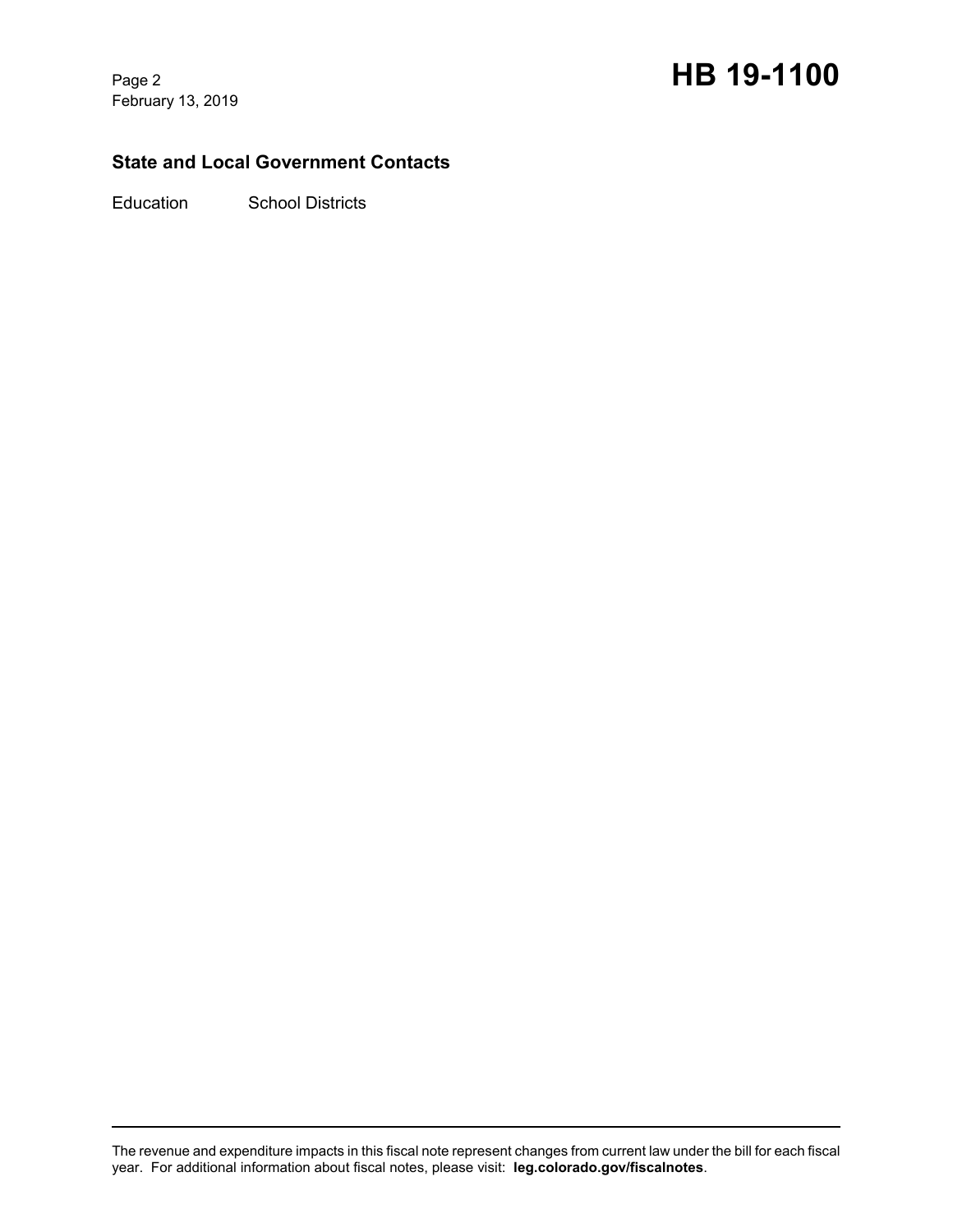## State and Local Government Contacts

Education School Districts

The revenue and expenditure impacts in this fiscal note represent changes from current law under the bill for each fiscal year. For additional information about fiscal notes, please visit: **leg.colorado.gov/fiscalnotes**.